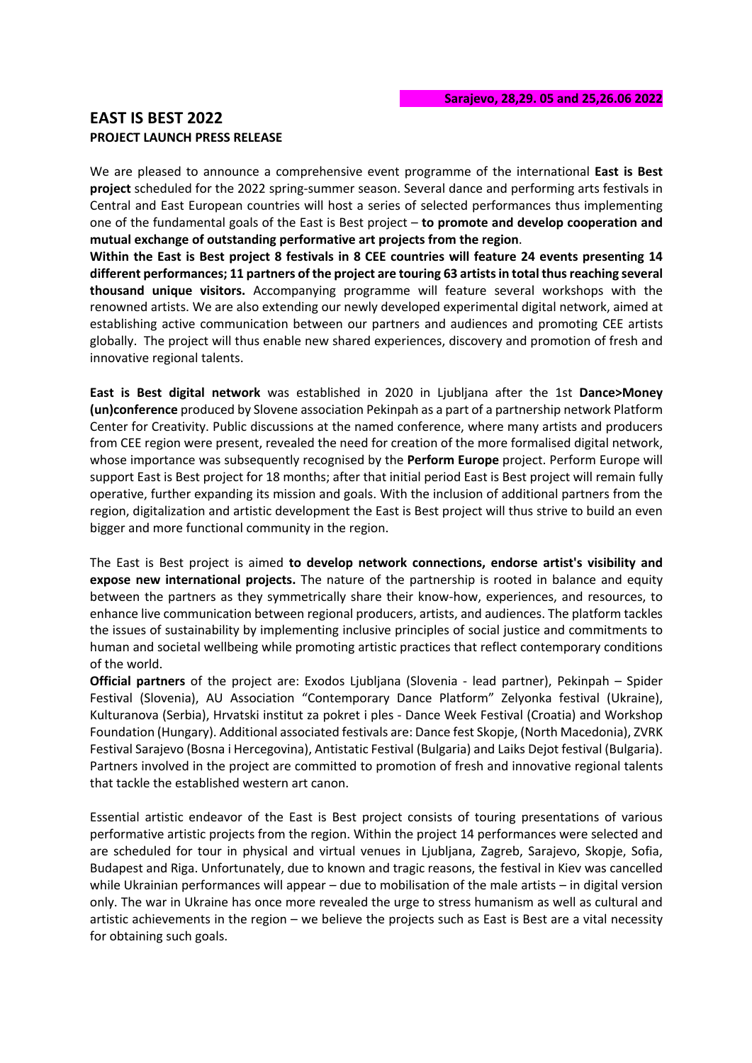**Sarajevo, 28,29. 05 and 25,26.06 2022**

# EAST IS BEST 2022

**PROJECT LAUNCH PRESS RELEASE**

We are pleased to announce a comprehensive event programme of the international **East is Best project** scheduled for the 2022 spring-summer season. Several dance and performing arts festivals in Central and East European countries will host a series of selected performances thus implementing one of the fundamental goals of the East is Best project – **to promote and develop cooperation and mutual exchange of outstanding performative art projects from the region**.

**Within the East is Best project 8 festivals in 8 CEE countries will feature 24 events presenting 14 different performances; 11 partners of the project are touring 63 artists in total thus reaching several thousand unique visitors.** Accompanying programme will feature several workshops with the renowned artists. We are also extending our newly developed experimental digital network, aimed at establishing active communication between our partners and audiences and promoting CEE artists globally. The project will thus enable new shared experiences, discovery and promotion of fresh and innovative regional talents.

**East is Best digital network** was established in 2020 in Ljubljana after the 1st **Dance>Money (un)conference** produced by Slovene association Pekinpah as a part of a partnership network Platform Center for Creativity. Public discussions at the named conference, where many artists and producers from CEE region were present, revealed the need for creation of the more formalised digital network, whose importance was subsequently recognised by the **Perform Europe** project. Perform Europe will support East is Best project for 18 months; after that initial period East is Best project will remain fully operative, further expanding its mission and goals. With the inclusion of additional partners from the region, digitalization and artistic development the East is Best project will thus strive to build an even bigger and more functional community in the region.

The East is Best project is aimed **to develop network connections, endorse artist's visibility and expose new international projects.** The nature of the partnership is rooted in balance and equity between the partners as they symmetrically share their know-how, experiences, and resources, to enhance live communication between regional producers, artists, and audiences. The platform tackles the issues of sustainability by implementing inclusive principles of social justice and commitments to human and societal wellbeing while promoting artistic practices that reflect contemporary conditions of the world.

**Official partners** of the project are: Exodos Ljubljana (Slovenia - lead partner), Pekinpah – Spider Festival (Slovenia), AU Association "Contemporary Dance Platform" Zelyonka festival (Ukraine), Kulturanova (Serbia), Hrvatski institut za pokret i ples - Dance Week Festival (Croatia) and Workshop Foundation (Hungary). Additional associated festivals are: Dance fest Skopje, (North Macedonia), ZVRK Festival Sarajevo (Bosna i Hercegovina), Antistatic Festival (Bulgaria) and Laiks Dejot festival (Bulgaria). Partners involved in the project are committed to promotion of fresh and innovative regional talents that tackle the established western art canon.

Essential artistic endeavor of the East is Best project consists of touring presentations of various performative artistic projects from the region. Within the project 14 performances were selected and are scheduled for tour in physical and virtual venues in Ljubljana, Zagreb, Sarajevo, Skopje, Sofia, Budapest and Riga. Unfortunately, due to known and tragic reasons, the festival in Kiev was cancelled while Ukrainian performances will appear – due to mobilisation of the male artists – in digital version only. The war in Ukraine has once more revealed the urge to stress humanism as well as cultural and artistic achievements in the region – we believe the projects such as East is Best are a vital necessity for obtaining such goals.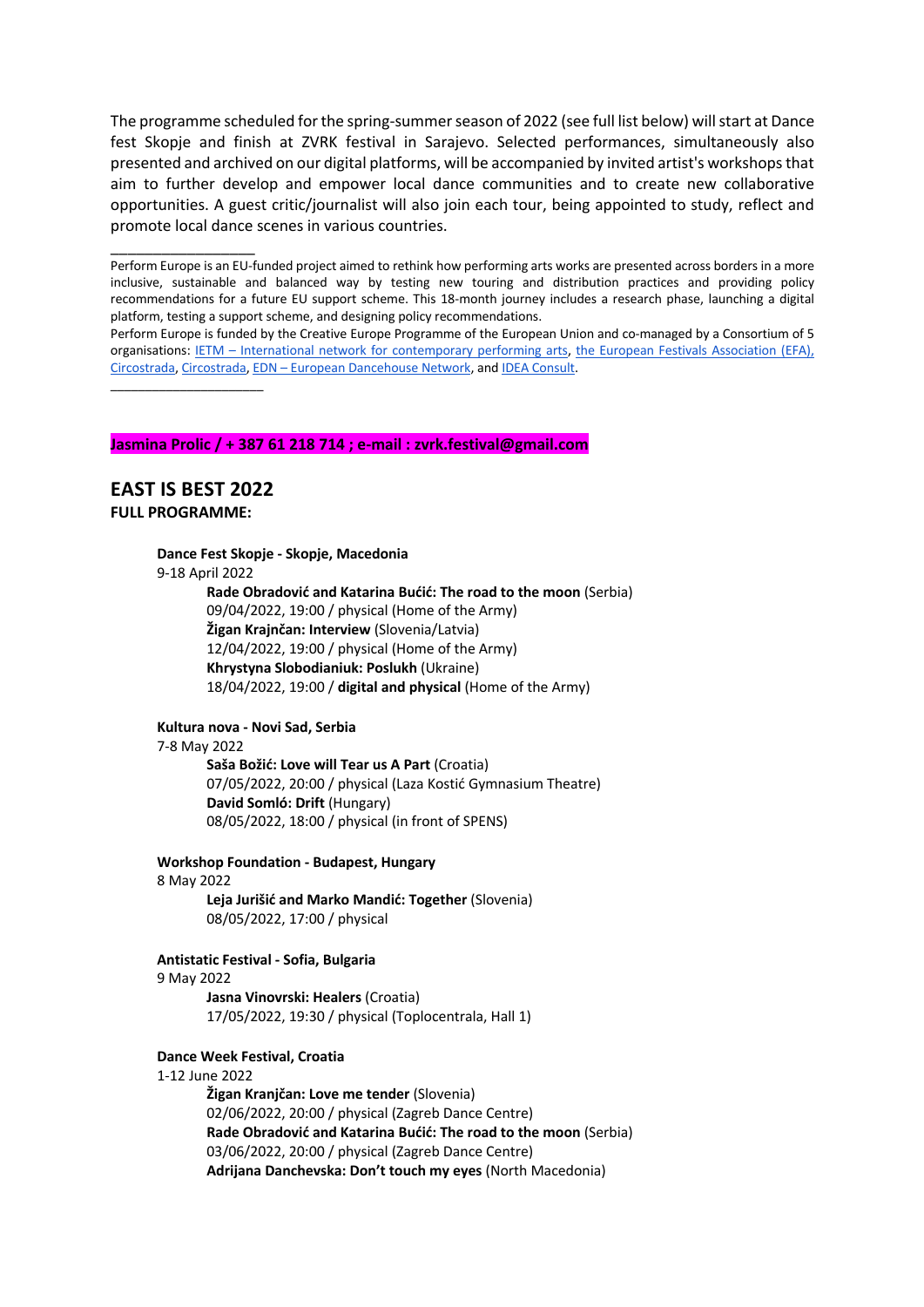The programme scheduled for the spring-summer season of 2022 (see full list below) will start at Dance fest Skopje and finish at ZVRK festival in Sarajevo. Selected performances, simultaneously also presented and archived on our digital platforms, will be accompanied by invited artist's workshops that aim to further develop and empower local dance communities and to create new collaborative opportunities. A guest critic/journalist will also join each tour, being appointed to study, reflect and promote local dance scenes in various countries.

---

Perform Europe is an EU-funded project aimed to rethink how performing arts works are presented across borders in a more inclusive, sustainable and balanced way by testing new touring and distribution practices and providing policy recommendations for a future EU support scheme. This 18-month journey includes a research phase, launching a digital platform, testing a support scheme, and designing policy recommendations.

Perform Europe is funded by the Creative Europe Programme of the European Union and co-managed by a Consortium of 5 organisations: IETM – International network for contemporary performing arts, the European Festivals Association (EFA), Circostrada, Circostrada, EDN – European Dancehouse Network, and IDEA Consult.

---

**Jasmina Prolic / + 387 61 218 714 ; e-mail : zvrk.festival@gmail.com**

## EAST IS BEST 2022

**FULL PROGRAMME:**

**Dance Fest Skopje - Skopje, Macedonia**
9-18 April 2022

- **Rade Obradović and Katarina Bućić: The road to the moon** (Serbia)
  09/04/2022, 19:00 / physical (Home of the Army)
- **Žigan Krajnčan: Interview** (Slovenia/Latvia)
  12/04/2022, 19:00 / physical (Home of the Army)
- **Khrystyna Slobodianiuk: Poslukh** (Ukraine)
  18/04/2022, 19:00 / **digital and physical** (Home of the Army)

**Kultura nova - Novi Sad, Serbia**
7-8 May 2022

- **Saša Božić: Love will Tear us A Part** (Croatia)
  07/05/2022, 20:00 / physical (Laza Kostić Gymnasium Theatre)
- **David Somló: Drift** (Hungary)
  08/05/2022, 18:00 / physical (in front of SPENS)

**Workshop Foundation - Budapest, Hungary**
8 May 2022

- **Leja Jurišić and Marko Mandić: Together** (Slovenia)
  08/05/2022, 17:00 / physical

**Antistatic Festival - Sofia, Bulgaria**
9 May 2022

- **Jasna Vinovrski: Healers** (Croatia)
  17/05/2022, 19:30 / physical (Toplocentrala, Hall 1)

**Dance Week Festival, Croatia**
1-12 June 2022

- **Žigan Kranjčan: Love me tender** (Slovenia)
  02/06/2022, 20:00 / physical (Zagreb Dance Centre)
- **Rade Obradović and Katarina Bućić: The road to the moon** (Serbia)
  03/06/2022, 20:00 / physical (Zagreb Dance Centre)
- **Adrijana Danchevska: Don't touch my eyes** (North Macedonia)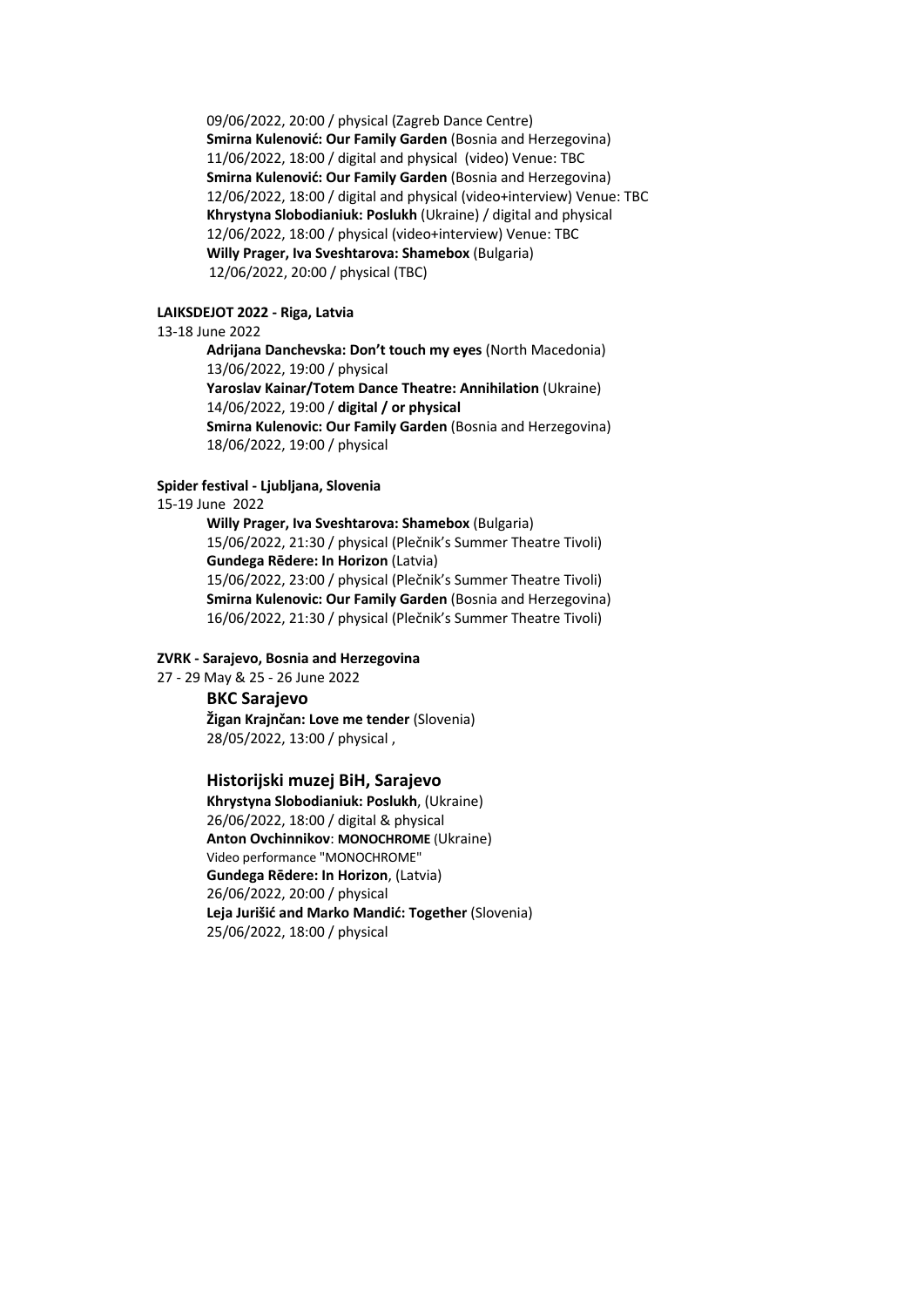09/06/2022, 20:00 / physical (Zagreb Dance Centre)
**Smirna Kulenović: Our Family Garden** (Bosnia and Herzegovina)
11/06/2022, 18:00 / digital and physical (video) Venue: TBC
**Smirna Kulenović: Our Family Garden** (Bosnia and Herzegovina)
12/06/2022, 18:00 / digital and physical (video+interview) Venue: TBC
**Khrystyna Slobodianiuk: Poslukh** (Ukraine) / digital and physical
12/06/2022, 18:00 / physical (video+interview) Venue: TBC
**Willy Prager, Iva Sveshtarova: Shamebox** (Bulgaria)
12/06/2022, 20:00 / physical (TBC)

**LAIKSDEJOT 2022 - Riga, Latvia**

13-18 June 2022

**Adrijana Danchevska: Don't touch my eyes** (North Macedonia)
13/06/2022, 19:00 / physical
**Yaroslav Kainar/Totem Dance Theatre: Annihilation** (Ukraine)
14/06/2022, 19:00 / **digital / or physical**
**Smirna Kulenovic: Our Family Garden** (Bosnia and Herzegovina)
18/06/2022, 19:00 / physical

**Spider festival - Ljubljana, Slovenia**

15-19 June 2022

**Willy Prager, Iva Sveshtarova: Shamebox** (Bulgaria)
15/06/2022, 21:30 / physical (Plečnik's Summer Theatre Tivoli)
**Gundega Rēdere: In Horizon** (Latvia)
15/06/2022, 23:00 / physical (Plečnik's Summer Theatre Tivoli)
**Smirna Kulenovic: Our Family Garden** (Bosnia and Herzegovina)
16/06/2022, 21:30 / physical (Plečnik's Summer Theatre Tivoli)

**ZVRK - Sarajevo, Bosnia and Herzegovina**

27 - 29 May & 25 - 26 June 2022

**BKC Sarajevo**

**Žigan Krajnčan: Love me tender** (Slovenia)
28/05/2022, 13:00 / physical ,

**Historijski muzej BiH, Sarajevo**

**Khrystyna Slobodianiuk: Poslukh**, (Ukraine)
26/06/2022, 18:00 / digital & physical
**Anton Ovchinnikov**: **MONOCHROME** (Ukraine)
Video performance "MONOCHROME"
**Gundega Rēdere: In Horizon**, (Latvia)
26/06/2022, 20:00 / physical
**Leja Jurišić and Marko Mandić: Together** (Slovenia)
25/06/2022, 18:00 / physical